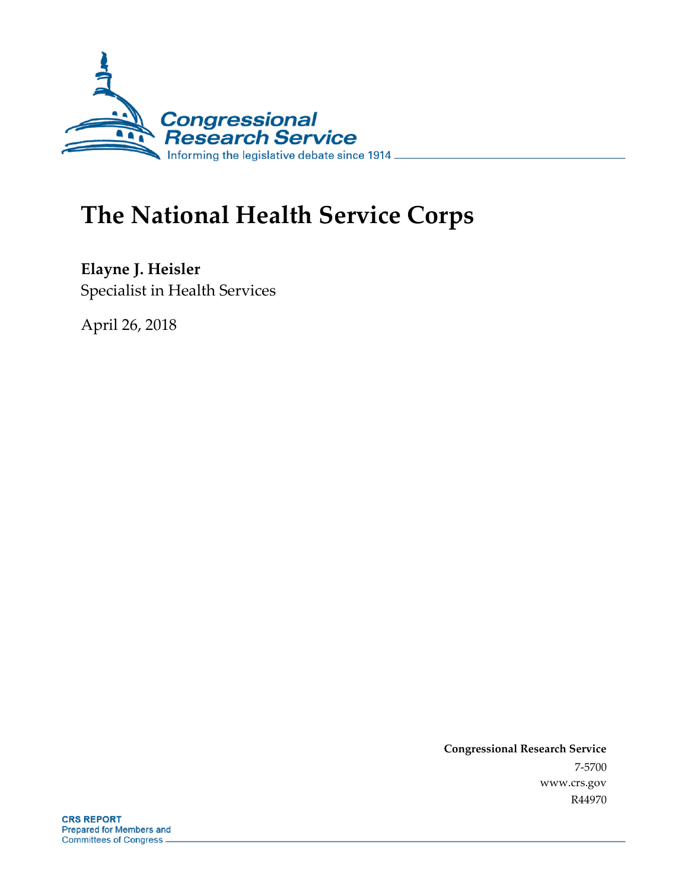# The National Health Service Corps

**Elayne J. Heisler**
Specialist in Health Services

April 26, 2018

**Congressional Research Service**
7-5700
www.crs.gov
R44970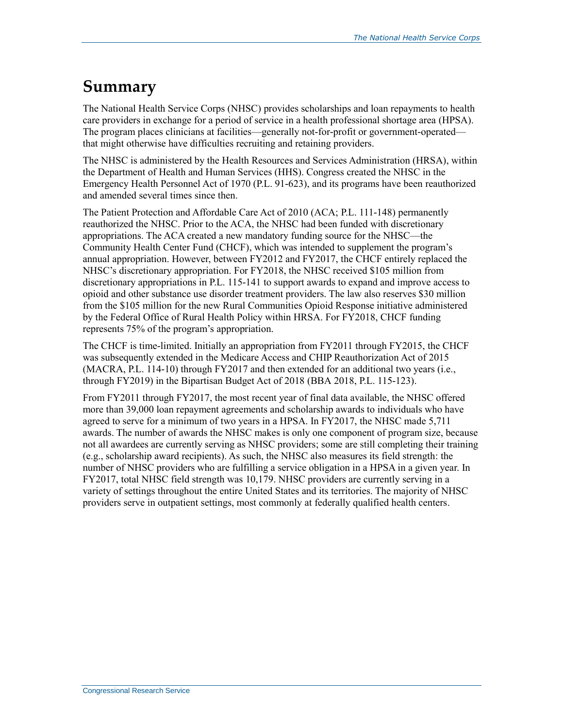# Summary

The National Health Service Corps (NHSC) provides scholarships and loan repayments to health care providers in exchange for a period of service in a health professional shortage area (HPSA). The program places clinicians at facilities—generally not-for-profit or government-operated—that might otherwise have difficulties recruiting and retaining providers.

The NHSC is administered by the Health Resources and Services Administration (HRSA), within the Department of Health and Human Services (HHS). Congress created the NHSC in the Emergency Health Personnel Act of 1970 (P.L. 91-623), and its programs have been reauthorized and amended several times since then.

The Patient Protection and Affordable Care Act of 2010 (ACA; P.L. 111-148) permanently reauthorized the NHSC. Prior to the ACA, the NHSC had been funded with discretionary appropriations. The ACA created a new mandatory funding source for the NHSC—the Community Health Center Fund (CHCF), which was intended to supplement the program's annual appropriation. However, between FY2012 and FY2017, the CHCF entirely replaced the NHSC's discretionary appropriation. For FY2018, the NHSC received $105 million from discretionary appropriations in P.L. 115-141 to support awards to expand and improve access to opioid and other substance use disorder treatment providers. The law also reserves $30 million from the $105 million for the new Rural Communities Opioid Response initiative administered by the Federal Office of Rural Health Policy within HRSA. For FY2018, CHCF funding represents 75% of the program's appropriation.

The CHCF is time-limited. Initially an appropriation from FY2011 through FY2015, the CHCF was subsequently extended in the Medicare Access and CHIP Reauthorization Act of 2015 (MACRA, P.L. 114-10) through FY2017 and then extended for an additional two years (i.e., through FY2019) in the Bipartisan Budget Act of 2018 (BBA 2018, P.L. 115-123).

From FY2011 through FY2017, the most recent year of final data available, the NHSC offered more than 39,000 loan repayment agreements and scholarship awards to individuals who have agreed to serve for a minimum of two years in a HPSA. In FY2017, the NHSC made 5,711 awards. The number of awards the NHSC makes is only one component of program size, because not all awardees are currently serving as NHSC providers; some are still completing their training (e.g., scholarship award recipients). As such, the NHSC also measures its field strength: the number of NHSC providers who are fulfilling a service obligation in a HPSA in a given year. In FY2017, total NHSC field strength was 10,179. NHSC providers are currently serving in a variety of settings throughout the entire United States and its territories. The majority of NHSC providers serve in outpatient settings, most commonly at federally qualified health centers.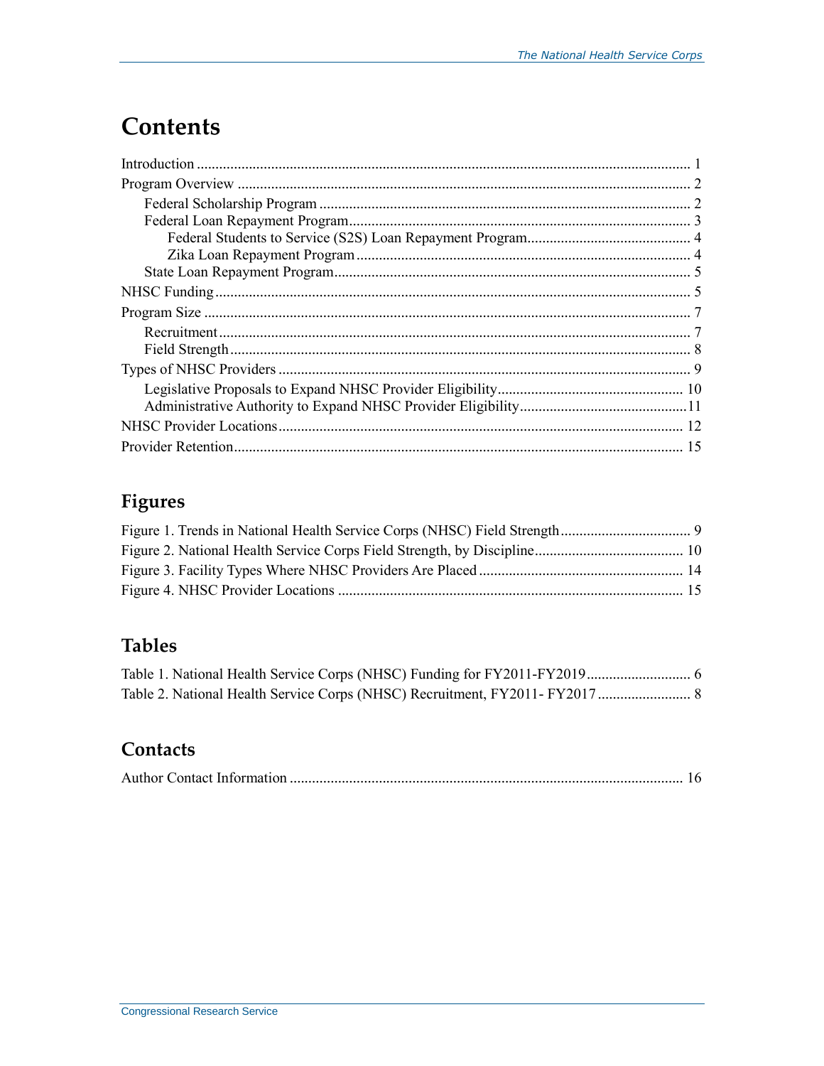# Contents

Introduction ..... 1
Program Overview ..... 2
  Federal Scholarship Program ..... 2
  Federal Loan Repayment Program ..... 3
    Federal Students to Service (S2S) Loan Repayment Program ..... 4
    Zika Loan Repayment Program ..... 4
  State Loan Repayment Program ..... 5
NHSC Funding ..... 5
Program Size ..... 7
  Recruitment ..... 7
  Field Strength ..... 8
Types of NHSC Providers ..... 9
  Legislative Proposals to Expand NHSC Provider Eligibility ..... 10
  Administrative Authority to Expand NHSC Provider Eligibility ..... 11
NHSC Provider Locations ..... 12
Provider Retention ..... 15

## Figures

Figure 1. Trends in National Health Service Corps (NHSC) Field Strength ..... 9
Figure 2. National Health Service Corps Field Strength, by Discipline ..... 10
Figure 3. Facility Types Where NHSC Providers Are Placed ..... 14
Figure 4. NHSC Provider Locations ..... 15

## Tables

Table 1. National Health Service Corps (NHSC) Funding for FY2011-FY2019 ..... 6
Table 2. National Health Service Corps (NHSC) Recruitment, FY2011- FY2017 ..... 8

## Contacts

Author Contact Information ..... 16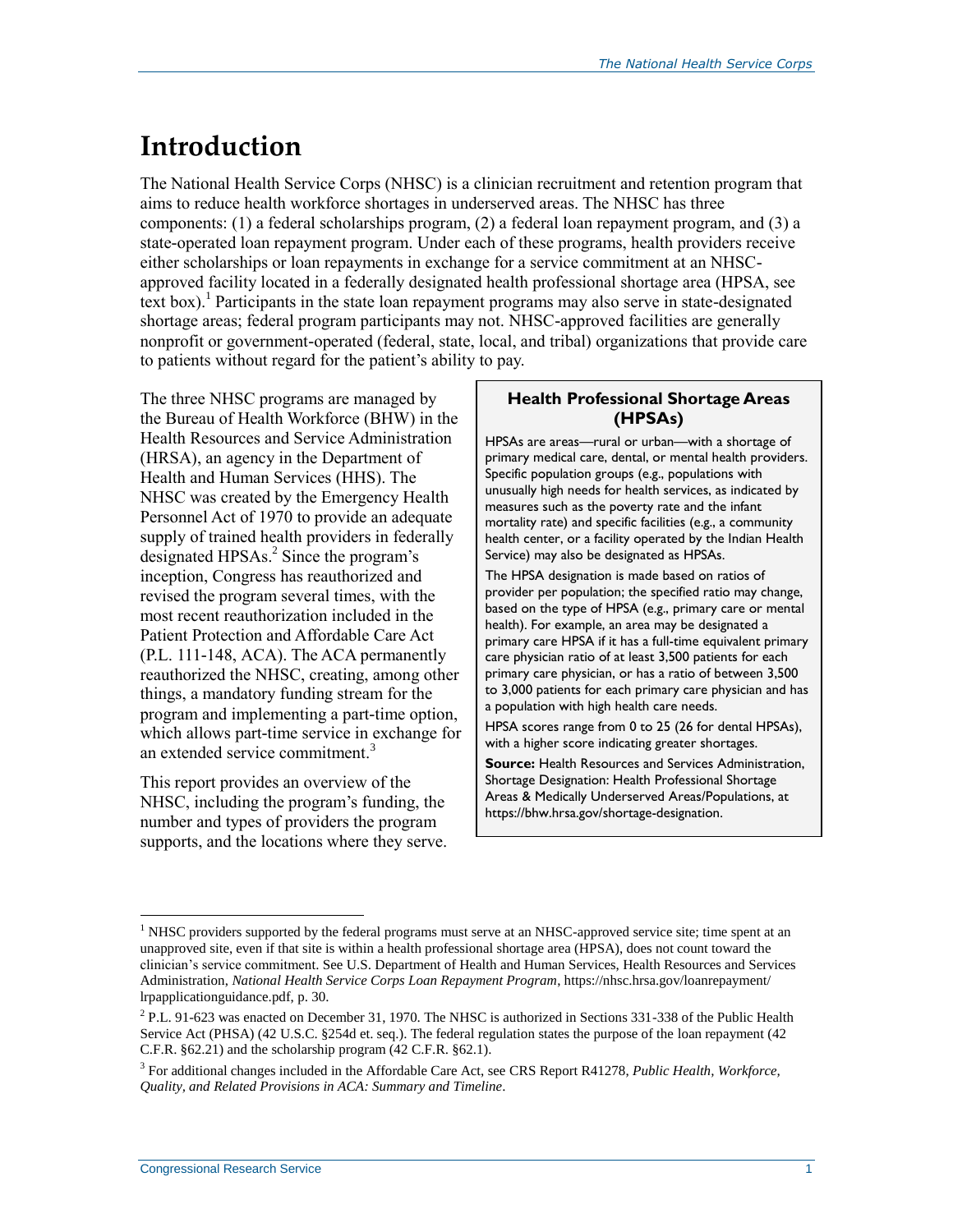# Introduction

The National Health Service Corps (NHSC) is a clinician recruitment and retention program that aims to reduce health workforce shortages in underserved areas. The NHSC has three components: (1) a federal scholarships program, (2) a federal loan repayment program, and (3) a state-operated loan repayment program. Under each of these programs, health providers receive either scholarships or loan repayments in exchange for a service commitment at an NHSC-approved facility located in a federally designated health professional shortage area (HPSA, see text box).[1] Participants in the state loan repayment programs may also serve in state-designated shortage areas; federal program participants may not. NHSC-approved facilities are generally nonprofit or government-operated (federal, state, local, and tribal) organizations that provide care to patients without regard for the patient's ability to pay.

The three NHSC programs are managed by the Bureau of Health Workforce (BHW) in the Health Resources and Service Administration (HRSA), an agency in the Department of Health and Human Services (HHS). The NHSC was created by the Emergency Health Personnel Act of 1970 to provide an adequate supply of trained health providers in federally designated HPSAs.[2] Since the program's inception, Congress has reauthorized and revised the program several times, with the most recent reauthorization included in the Patient Protection and Affordable Care Act (P.L. 111-148, ACA). The ACA permanently reauthorized the NHSC, creating, among other things, a mandatory funding stream for the program and implementing a part-time option, which allows part-time service in exchange for an extended service commitment.[3]

This report provides an overview of the NHSC, including the program's funding, the number and types of providers the program supports, and the locations where they serve.

> **Health Professional Shortage Areas (HPSAs)**
>
> HPSAs are areas—rural or urban—with a shortage of primary medical care, dental, or mental health providers. Specific population groups (e.g., populations with unusually high needs for health services, as indicated by measures such as the poverty rate and the infant mortality rate) and specific facilities (e.g., a community health center, or a facility operated by the Indian Health Service) may also be designated as HPSAs.
>
> The HPSA designation is made based on ratios of provider per population; the specified ratio may change, based on the type of HPSA (e.g., primary care or mental health). For example, an area may be designated a primary care HPSA if it has a full-time equivalent primary care physician ratio of at least 3,500 patients for each primary care physician, or has a ratio of between 3,500 to 3,000 patients for each primary care physician and has a population with high health care needs.
>
> HPSA scores range from 0 to 25 (26 for dental HPSAs), with a higher score indicating greater shortages.
>
> **Source:** Health Resources and Services Administration, Shortage Designation: Health Professional Shortage Areas & Medically Underserved Areas/Populations, at https://bhw.hrsa.gov/shortage-designation.

---

[1] NHSC providers supported by the federal programs must serve at an NHSC-approved service site; time spent at an unapproved site, even if that site is within a health professional shortage area (HPSA), does not count toward the clinician's service commitment. See U.S. Department of Health and Human Services, Health Resources and Services Administration, *National Health Service Corps Loan Repayment Program*, https://nhsc.hrsa.gov/loanrepayment/lrpapplicationguidance.pdf, p. 30.

[2] P.L. 91-623 was enacted on December 31, 1970. The NHSC is authorized in Sections 331-338 of the Public Health Service Act (PHSA) (42 U.S.C. §254d et. seq.). The federal regulation states the purpose of the loan repayment (42 C.F.R. §62.21) and the scholarship program (42 C.F.R. §62.1).

[3] For additional changes included in the Affordable Care Act, see CRS Report R41278, *Public Health, Workforce, Quality, and Related Provisions in ACA: Summary and Timeline*.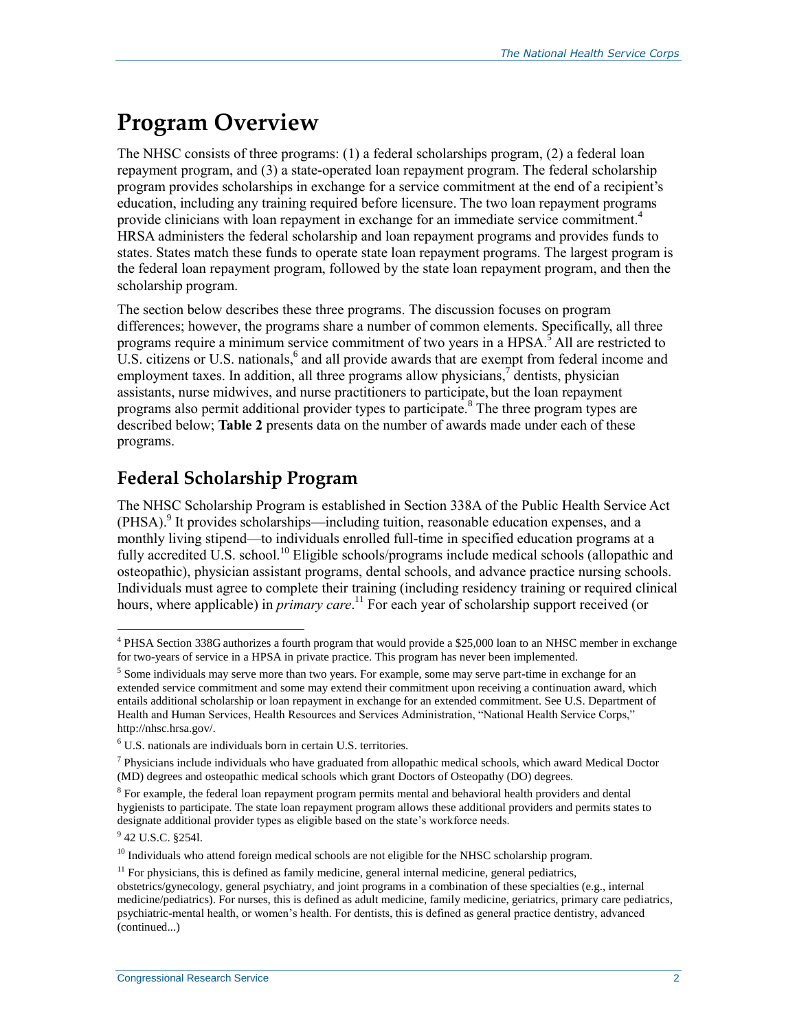# Program Overview

The NHSC consists of three programs: (1) a federal scholarships program, (2) a federal loan repayment program, and (3) a state-operated loan repayment program. The federal scholarship program provides scholarships in exchange for a service commitment at the end of a recipient's education, including any training required before licensure. The two loan repayment programs provide clinicians with loan repayment in exchange for an immediate service commitment.[4] HRSA administers the federal scholarship and loan repayment programs and provides funds to states. States match these funds to operate state loan repayment programs. The largest program is the federal loan repayment program, followed by the state loan repayment program, and then the scholarship program.

The section below describes these three programs. The discussion focuses on program differences; however, the programs share a number of common elements. Specifically, all three programs require a minimum service commitment of two years in a HPSA.[5] All are restricted to U.S. citizens or U.S. nationals,[6] and all provide awards that are exempt from federal income and employment taxes. In addition, all three programs allow physicians,[7] dentists, physician assistants, nurse midwives, and nurse practitioners to participate, but the loan repayment programs also permit additional provider types to participate.[8] The three program types are described below; **Table 2** presents data on the number of awards made under each of these programs.

## Federal Scholarship Program

The NHSC Scholarship Program is established in Section 338A of the Public Health Service Act (PHSA).[9] It provides scholarships—including tuition, reasonable education expenses, and a monthly living stipend—to individuals enrolled full-time in specified education programs at a fully accredited U.S. school.[10] Eligible schools/programs include medical schools (allopathic and osteopathic), physician assistant programs, dental schools, and advance practice nursing schools. Individuals must agree to complete their training (including residency training or required clinical hours, where applicable) in *primary care*.[11] For each year of scholarship support received (or

---

[4] PHSA Section 338G authorizes a fourth program that would provide a $25,000 loan to an NHSC member in exchange for two-years of service in a HPSA in private practice. This program has never been implemented.

[5] Some individuals may serve more than two years. For example, some may serve part-time in exchange for an extended service commitment and some may extend their commitment upon receiving a continuation award, which entails additional scholarship or loan repayment in exchange for an extended commitment. See U.S. Department of Health and Human Services, Health Resources and Services Administration, "National Health Service Corps," http://nhsc.hrsa.gov/.

[6] U.S. nationals are individuals born in certain U.S. territories.

[7] Physicians include individuals who have graduated from allopathic medical schools, which award Medical Doctor (MD) degrees and osteopathic medical schools which grant Doctors of Osteopathy (DO) degrees.

[8] For example, the federal loan repayment program permits mental and behavioral health providers and dental hygienists to participate. The state loan repayment program allows these additional providers and permits states to designate additional provider types as eligible based on the state's workforce needs.

[9] 42 U.S.C. §254l.

[10] Individuals who attend foreign medical schools are not eligible for the NHSC scholarship program.

[11] For physicians, this is defined as family medicine, general internal medicine, general pediatrics, obstetrics/gynecology, general psychiatry, and joint programs in a combination of these specialties (e.g., internal medicine/pediatrics). For nurses, this is defined as adult medicine, family medicine, geriatrics, primary care pediatrics, psychiatric-mental health, or women's health. For dentists, this is defined as general practice dentistry, advanced (continued...)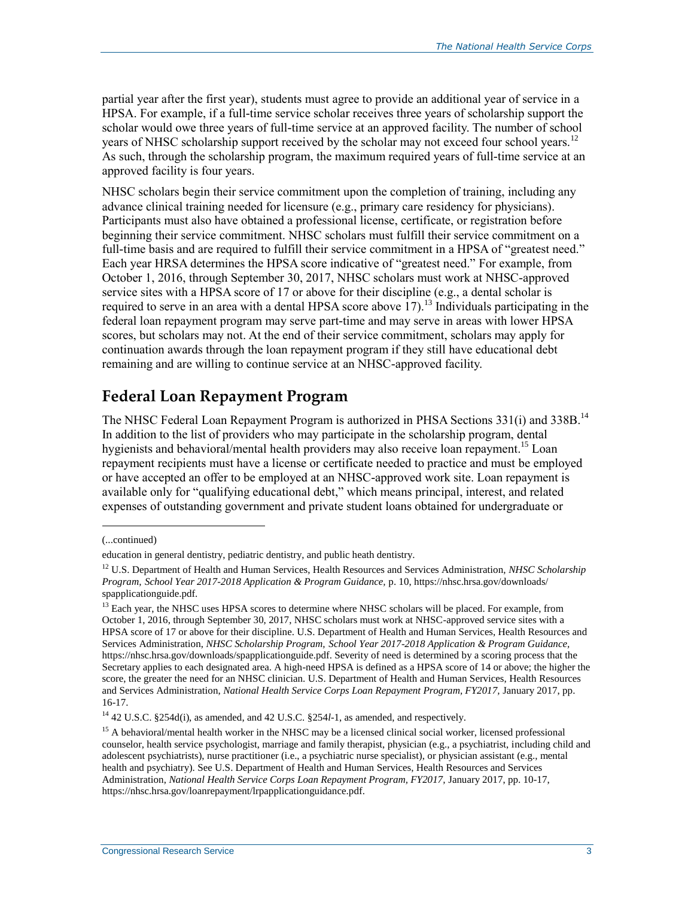partial year after the first year), students must agree to provide an additional year of service in a HPSA. For example, if a full-time service scholar receives three years of scholarship support the scholar would owe three years of full-time service at an approved facility. The number of school years of NHSC scholarship support received by the scholar may not exceed four school years.[12] As such, through the scholarship program, the maximum required years of full-time service at an approved facility is four years.

NHSC scholars begin their service commitment upon the completion of training, including any advance clinical training needed for licensure (e.g., primary care residency for physicians). Participants must also have obtained a professional license, certificate, or registration before beginning their service commitment. NHSC scholars must fulfill their service commitment on a full-time basis and are required to fulfill their service commitment in a HPSA of "greatest need." Each year HRSA determines the HPSA score indicative of "greatest need." For example, from October 1, 2016, through September 30, 2017, NHSC scholars must work at NHSC-approved service sites with a HPSA score of 17 or above for their discipline (e.g., a dental scholar is required to serve in an area with a dental HPSA score above 17).[13] Individuals participating in the federal loan repayment program may serve part-time and may serve in areas with lower HPSA scores, but scholars may not. At the end of their service commitment, scholars may apply for continuation awards through the loan repayment program if they still have educational debt remaining and are willing to continue service at an NHSC-approved facility.

## Federal Loan Repayment Program

The NHSC Federal Loan Repayment Program is authorized in PHSA Sections 331(i) and 338B.[14] In addition to the list of providers who may participate in the scholarship program, dental hygienists and behavioral/mental health providers may also receive loan repayment.[15] Loan repayment recipients must have a license or certificate needed to practice and must be employed or have accepted an offer to be employed at an NHSC-approved work site. Loan repayment is available only for "qualifying educational debt," which means principal, interest, and related expenses of outstanding government and private student loans obtained for undergraduate or

---

(...continued)

education in general dentistry, pediatric dentistry, and public heath dentistry.

[12] U.S. Department of Health and Human Services, Health Resources and Services Administration, *NHSC Scholarship Program, School Year 2017-2018 Application & Program Guidance*, p. 10, https://nhsc.hrsa.gov/downloads/spapplicationguide.pdf.

[13] Each year, the NHSC uses HPSA scores to determine where NHSC scholars will be placed. For example, from October 1, 2016, through September 30, 2017, NHSC scholars must work at NHSC-approved service sites with a HPSA score of 17 or above for their discipline. U.S. Department of Health and Human Services, Health Resources and Services Administration, *NHSC Scholarship Program, School Year 2017-2018 Application & Program Guidance*, https://nhsc.hrsa.gov/downloads/spapplicationguide.pdf. Severity of need is determined by a scoring process that the Secretary applies to each designated area. A high-need HPSA is defined as a HPSA score of 14 or above; the higher the score, the greater the need for an NHSC clinician. U.S. Department of Health and Human Services, Health Resources and Services Administration, *National Health Service Corps Loan Repayment Program, FY2017*, January 2017, pp. 16-17.

[14] 42 U.S.C. §254d(i), as amended, and 42 U.S.C. §254*l*-1, as amended, and respectively.

[15] A behavioral/mental health worker in the NHSC may be a licensed clinical social worker, licensed professional counselor, health service psychologist, marriage and family therapist, physician (e.g., a psychiatrist, including child and adolescent psychiatrists), nurse practitioner (i.e., a psychiatric nurse specialist), or physician assistant (e.g., mental health and psychiatry). See U.S. Department of Health and Human Services, Health Resources and Services Administration, *National Health Service Corps Loan Repayment Program, FY2017*, January 2017, pp. 10-17, https://nhsc.hrsa.gov/loanrepayment/lrpapplicationguidance.pdf.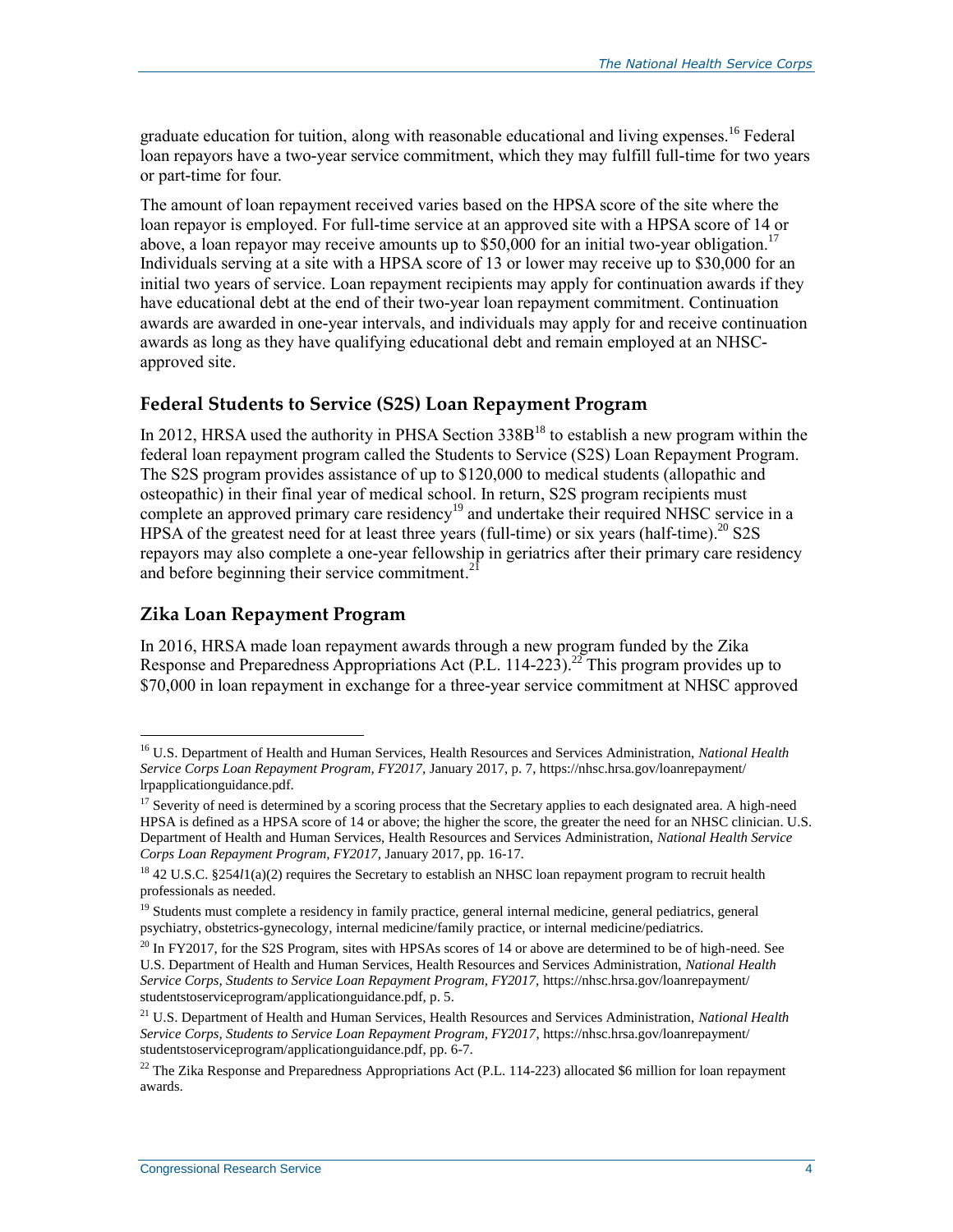graduate education for tuition, along with reasonable educational and living expenses.[16] Federal loan repayors have a two-year service commitment, which they may fulfill full-time for two years or part-time for four.

The amount of loan repayment received varies based on the HPSA score of the site where the loan repayor is employed. For full-time service at an approved site with a HPSA score of 14 or above, a loan repayor may receive amounts up to $50,000 for an initial two-year obligation.[17] Individuals serving at a site with a HPSA score of 13 or lower may receive up to $30,000 for an initial two years of service. Loan repayment recipients may apply for continuation awards if they have educational debt at the end of their two-year loan repayment commitment. Continuation awards are awarded in one-year intervals, and individuals may apply for and receive continuation awards as long as they have qualifying educational debt and remain employed at an NHSC-approved site.

### Federal Students to Service (S2S) Loan Repayment Program

In 2012, HRSA used the authority in PHSA Section 338B[18] to establish a new program within the federal loan repayment program called the Students to Service (S2S) Loan Repayment Program. The S2S program provides assistance of up to $120,000 to medical students (allopathic and osteopathic) in their final year of medical school. In return, S2S program recipients must complete an approved primary care residency[19] and undertake their required NHSC service in a HPSA of the greatest need for at least three years (full-time) or six years (half-time).[20] S2S repayors may also complete a one-year fellowship in geriatrics after their primary care residency and before beginning their service commitment.[21]

### Zika Loan Repayment Program

In 2016, HRSA made loan repayment awards through a new program funded by the Zika Response and Preparedness Appropriations Act (P.L. 114-223).[22] This program provides up to $70,000 in loan repayment in exchange for a three-year service commitment at NHSC approved

---

[16] U.S. Department of Health and Human Services, Health Resources and Services Administration, *National Health Service Corps Loan Repayment Program, FY2017*, January 2017, p. 7, https://nhsc.hrsa.gov/loanrepayment/lrpapplicationguidance.pdf.

[17] Severity of need is determined by a scoring process that the Secretary applies to each designated area. A high-need HPSA is defined as a HPSA score of 14 or above; the higher the score, the greater the need for an NHSC clinician. U.S. Department of Health and Human Services, Health Resources and Services Administration, *National Health Service Corps Loan Repayment Program, FY2017*, January 2017, pp. 16-17.

[18] 42 U.S.C. §254*l*1(a)(2) requires the Secretary to establish an NHSC loan repayment program to recruit health professionals as needed.

[19] Students must complete a residency in family practice, general internal medicine, general pediatrics, general psychiatry, obstetrics-gynecology, internal medicine/family practice, or internal medicine/pediatrics.

[20] In FY2017, for the S2S Program, sites with HPSAs scores of 14 or above are determined to be of high-need. See U.S. Department of Health and Human Services, Health Resources and Services Administration, *National Health Service Corps, Students to Service Loan Repayment Program, FY2017*, https://nhsc.hrsa.gov/loanrepayment/studentstoserviceprogram/applicationguidance.pdf, p. 5.

[21] U.S. Department of Health and Human Services, Health Resources and Services Administration, *National Health Service Corps, Students to Service Loan Repayment Program, FY2017*, https://nhsc.hrsa.gov/loanrepayment/studentstoserviceprogram/applicationguidance.pdf, pp. 6-7.

[22] The Zika Response and Preparedness Appropriations Act (P.L. 114-223) allocated $6 million for loan repayment awards.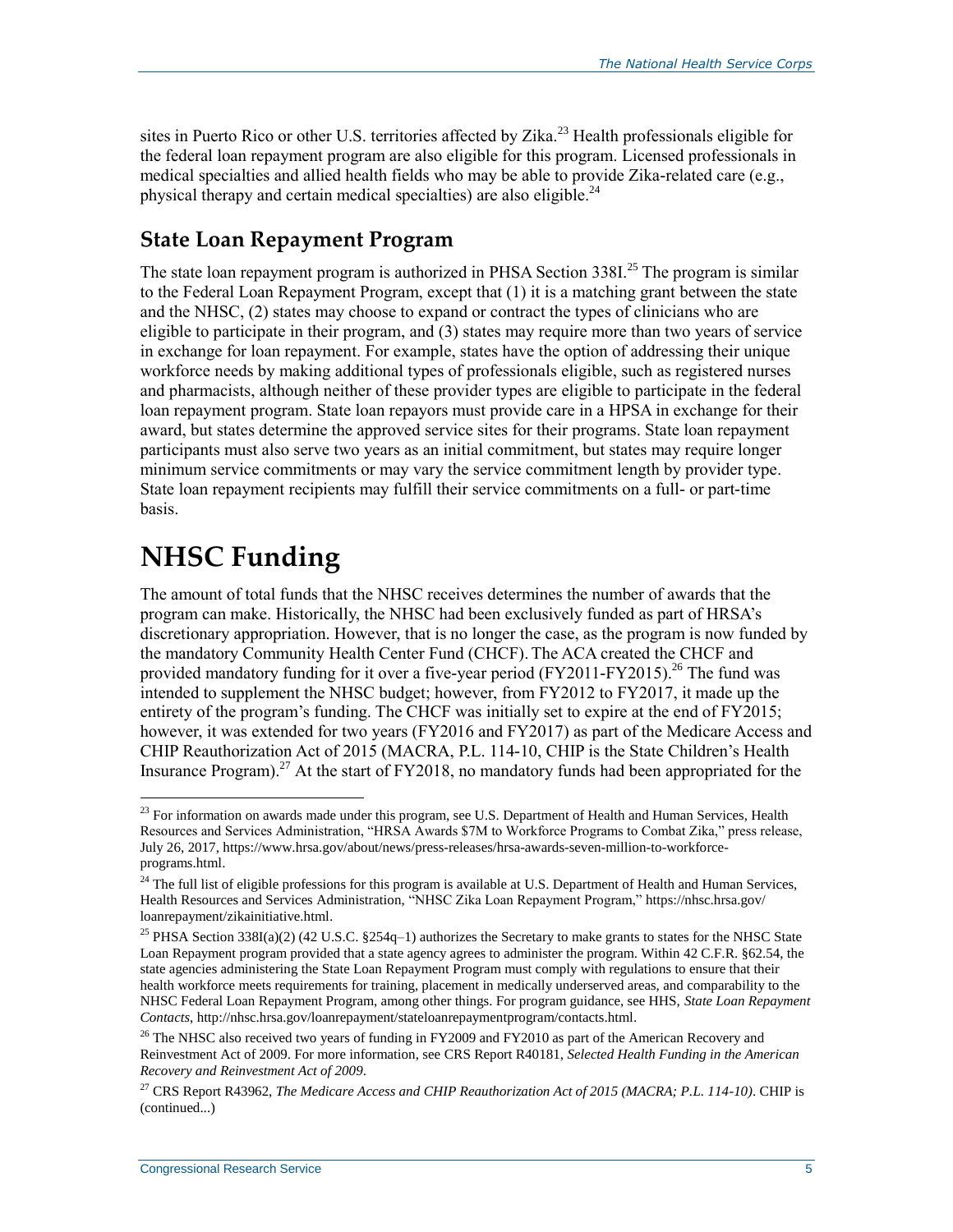sites in Puerto Rico or other U.S. territories affected by Zika.[23] Health professionals eligible for the federal loan repayment program are also eligible for this program. Licensed professionals in medical specialties and allied health fields who may be able to provide Zika-related care (e.g., physical therapy and certain medical specialties) are also eligible.[24]

### State Loan Repayment Program

The state loan repayment program is authorized in PHSA Section 338I.[25] The program is similar to the Federal Loan Repayment Program, except that (1) it is a matching grant between the state and the NHSC, (2) states may choose to expand or contract the types of clinicians who are eligible to participate in their program, and (3) states may require more than two years of service in exchange for loan repayment. For example, states have the option of addressing their unique workforce needs by making additional types of professionals eligible, such as registered nurses and pharmacists, although neither of these provider types are eligible to participate in the federal loan repayment program. State loan repayors must provide care in a HPSA in exchange for their award, but states determine the approved service sites for their programs. State loan repayment participants must also serve two years as an initial commitment, but states may require longer minimum service commitments or may vary the service commitment length by provider type. State loan repayment recipients may fulfill their service commitments on a full- or part-time basis.

## NHSC Funding

The amount of total funds that the NHSC receives determines the number of awards that the program can make. Historically, the NHSC had been exclusively funded as part of HRSA's discretionary appropriation. However, that is no longer the case, as the program is now funded by the mandatory Community Health Center Fund (CHCF). The ACA created the CHCF and provided mandatory funding for it over a five-year period (FY2011-FY2015).[26] The fund was intended to supplement the NHSC budget; however, from FY2012 to FY2017, it made up the entirety of the program's funding. The CHCF was initially set to expire at the end of FY2015; however, it was extended for two years (FY2016 and FY2017) as part of the Medicare Access and CHIP Reauthorization Act of 2015 (MACRA, P.L. 114-10, CHIP is the State Children's Health Insurance Program).[27] At the start of FY2018, no mandatory funds had been appropriated for the

---

[23] For information on awards made under this program, see U.S. Department of Health and Human Services, Health Resources and Services Administration, "HRSA Awards $7M to Workforce Programs to Combat Zika," press release, July 26, 2017, https://www.hrsa.gov/about/news/press-releases/hrsa-awards-seven-million-to-workforce-programs.html.

[24] The full list of eligible professions for this program is available at U.S. Department of Health and Human Services, Health Resources and Services Administration, "NHSC Zika Loan Repayment Program," https://nhsc.hrsa.gov/loanrepayment/zikainitiative.html.

[25] PHSA Section 338I(a)(2) (42 U.S.C. §254q–1) authorizes the Secretary to make grants to states for the NHSC State Loan Repayment program provided that a state agency agrees to administer the program. Within 42 C.F.R. §62.54, the state agencies administering the State Loan Repayment Program must comply with regulations to ensure that their health workforce meets requirements for training, placement in medically underserved areas, and comparability to the NHSC Federal Loan Repayment Program, among other things. For program guidance, see HHS, *State Loan Repayment Contacts*, http://nhsc.hrsa.gov/loanrepayment/stateloanrepaymentprogram/contacts.html.

[26] The NHSC also received two years of funding in FY2009 and FY2010 as part of the American Recovery and Reinvestment Act of 2009. For more information, see CRS Report R40181, *Selected Health Funding in the American Recovery and Reinvestment Act of 2009*.

[27] CRS Report R43962, *The Medicare Access and CHIP Reauthorization Act of 2015 (MACRA; P.L. 114-10)*. CHIP is (continued...)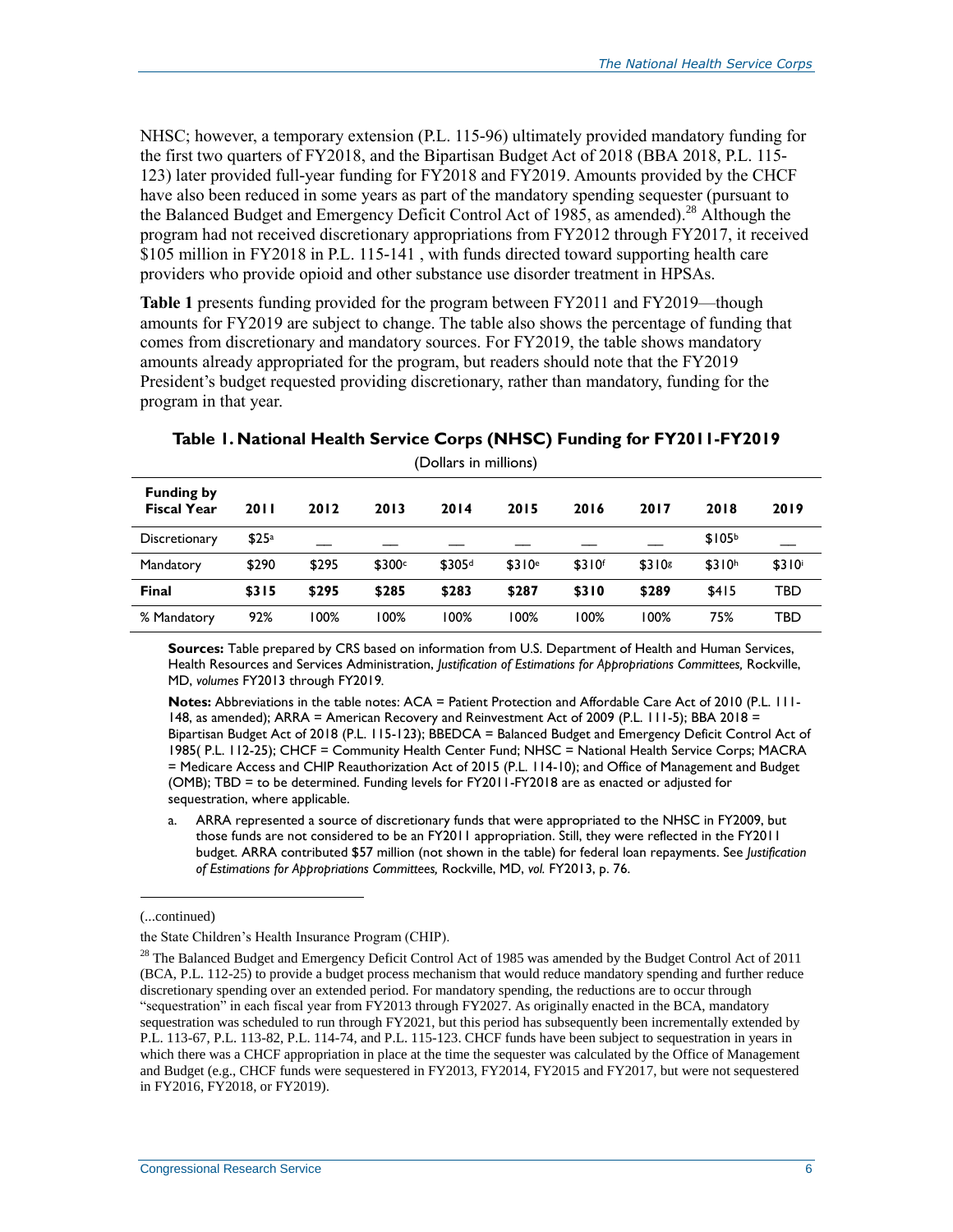NHSC; however, a temporary extension (P.L. 115-96) ultimately provided mandatory funding for the first two quarters of FY2018, and the Bipartisan Budget Act of 2018 (BBA 2018, P.L. 115-123) later provided full-year funding for FY2018 and FY2019. Amounts provided by the CHCF have also been reduced in some years as part of the mandatory spending sequester (pursuant to the Balanced Budget and Emergency Deficit Control Act of 1985, as amended).[28] Although the program had not received discretionary appropriations from FY2012 through FY2017, it received $105 million in FY2018 in P.L. 115-141 , with funds directed toward supporting health care providers who provide opioid and other substance use disorder treatment in HPSAs.

**Table 1** presents funding provided for the program between FY2011 and FY2019—though amounts for FY2019 are subject to change. The table also shows the percentage of funding that comes from discretionary and mandatory sources. For FY2019, the table shows mandatory amounts already appropriated for the program, but readers should note that the FY2019 President's budget requested providing discretionary, rather than mandatory, funding for the program in that year.

**Table 1. National Health Service Corps (NHSC) Funding for FY2011-FY2019**

(Dollars in millions)

| Funding by Fiscal Year | 2011 | 2012 | 2013 | 2014 | 2015 | 2016 | 2017 | 2018 | 2019 |
|---|---|---|---|---|---|---|---|---|---|
| Discretionary | $25[a] | — | — | — | — | — | — | $105[b] | — |
| Mandatory | $290 | $295 | $300[c] | $305[d] | $310[e] | $310[f] | $310[g] | $310[h] | $310[i] |
| **Final** | **$315** | **$295** | **$285** | **$283** | **$287** | **$310** | **$289** | $415 | TBD |
| % Mandatory | 92% | 100% | 100% | 100% | 100% | 100% | 100% | 75% | TBD |

**Sources:** Table prepared by CRS based on information from U.S. Department of Health and Human Services, Health Resources and Services Administration, *Justification of Estimations for Appropriations Committees,* Rockville, MD, *volumes* FY2013 through FY2019.

**Notes:** Abbreviations in the table notes: ACA = Patient Protection and Affordable Care Act of 2010 (P.L. 111-148, as amended); ARRA = American Recovery and Reinvestment Act of 2009 (P.L. 111-5); BBA 2018 = Bipartisan Budget Act of 2018 (P.L. 115-123); BBEDCA = Balanced Budget and Emergency Deficit Control Act of 1985( P.L. 112-25); CHCF = Community Health Center Fund; NHSC = National Health Service Corps; MACRA = Medicare Access and CHIP Reauthorization Act of 2015 (P.L. 114-10); and Office of Management and Budget (OMB); TBD = to be determined. Funding levels for FY2011-FY2018 are as enacted or adjusted for sequestration, where applicable.

a. ARRA represented a source of discretionary funds that were appropriated to the NHSC in FY2009, but those funds are not considered to be an FY2011 appropriation. Still, they were reflected in the FY2011 budget. ARRA contributed $57 million (not shown in the table) for federal loan repayments. See *Justification of Estimations for Appropriations Committees,* Rockville, MD, *vol.* FY2013, p. 76.

---

(...continued)

the State Children's Health Insurance Program (CHIP).

[28] The Balanced Budget and Emergency Deficit Control Act of 1985 was amended by the Budget Control Act of 2011 (BCA, P.L. 112-25) to provide a budget process mechanism that would reduce mandatory spending and further reduce discretionary spending over an extended period. For mandatory spending, the reductions are to occur through "sequestration" in each fiscal year from FY2013 through FY2027. As originally enacted in the BCA, mandatory sequestration was scheduled to run through FY2021, but this period has subsequently been incrementally extended by P.L. 113-67, P.L. 113-82, P.L. 114-74, and P.L. 115-123. CHCF funds have been subject to sequestration in years in which there was a CHCF appropriation in place at the time the sequester was calculated by the Office of Management and Budget (e.g., CHCF funds were sequestered in FY2013, FY2014, FY2015 and FY2017, but were not sequestered in FY2016, FY2018, or FY2019).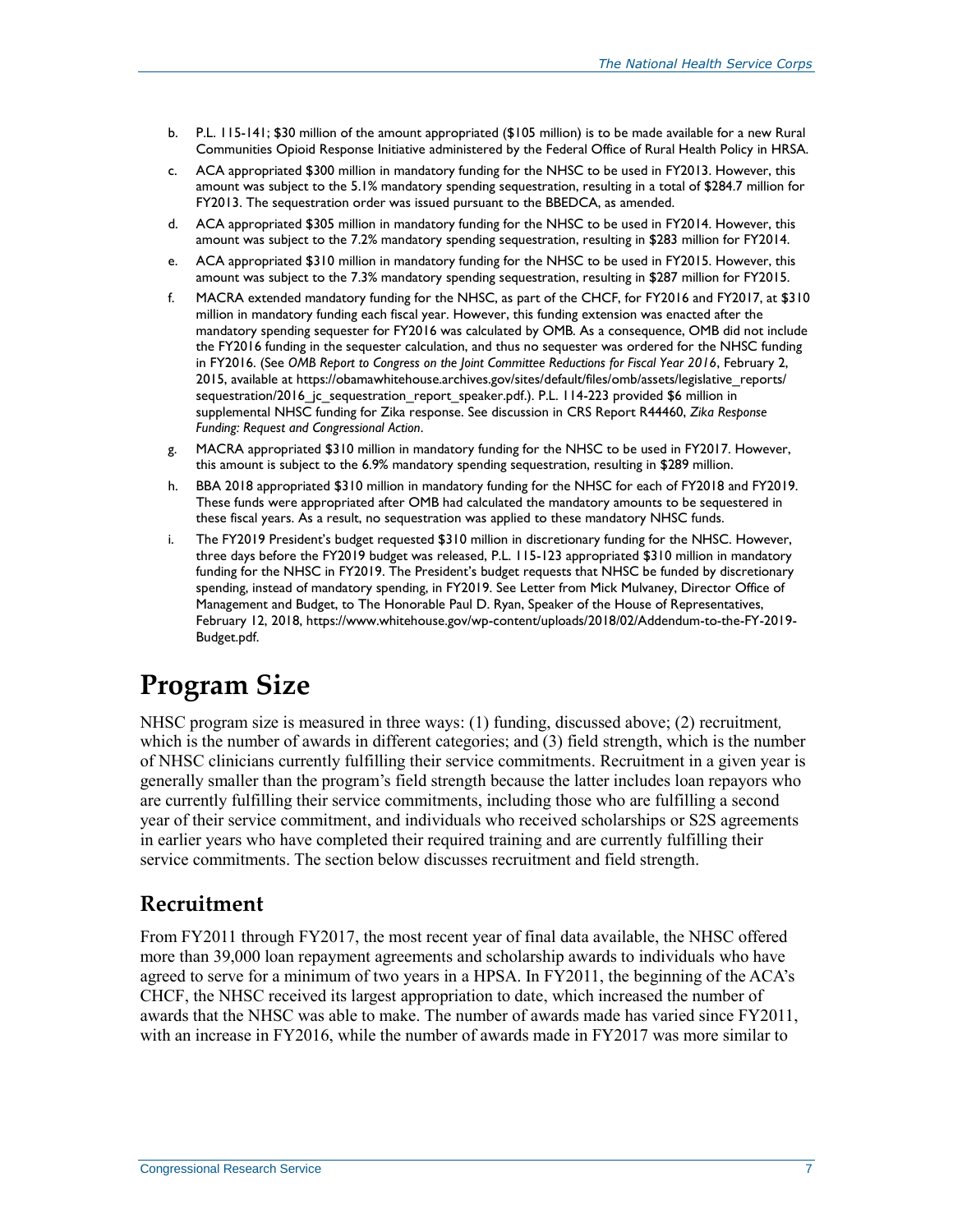b. P.L. 115-141; $30 million of the amount appropriated ($105 million) is to be made available for a new Rural Communities Opioid Response Initiative administered by the Federal Office of Rural Health Policy in HRSA.

c. ACA appropriated $300 million in mandatory funding for the NHSC to be used in FY2013. However, this amount was subject to the 5.1% mandatory spending sequestration, resulting in a total of $284.7 million for FY2013. The sequestration order was issued pursuant to the BBEDCA, as amended.

d. ACA appropriated $305 million in mandatory funding for the NHSC to be used in FY2014. However, this amount was subject to the 7.2% mandatory spending sequestration, resulting in $283 million for FY2014.

e. ACA appropriated $310 million in mandatory funding for the NHSC to be used in FY2015. However, this amount was subject to the 7.3% mandatory spending sequestration, resulting in $287 million for FY2015.

f. MACRA extended mandatory funding for the NHSC, as part of the CHCF, for FY2016 and FY2017, at $310 million in mandatory funding each fiscal year. However, this funding extension was enacted after the mandatory spending sequester for FY2016 was calculated by OMB. As a consequence, OMB did not include the FY2016 funding in the sequester calculation, and thus no sequester was ordered for the NHSC funding in FY2016. (See *OMB Report to Congress on the Joint Committee Reductions for Fiscal Year 2016*, February 2, 2015, available at https://obamawhitehouse.archives.gov/sites/default/files/omb/assets/legislative_reports/sequestration/2016_jc_sequestration_report_speaker.pdf.). P.L. 114-223 provided $6 million in supplemental NHSC funding for Zika response. See discussion in CRS Report R44460, *Zika Response Funding: Request and Congressional Action*.

g. MACRA appropriated $310 million in mandatory funding for the NHSC to be used in FY2017. However, this amount is subject to the 6.9% mandatory spending sequestration, resulting in $289 million.

h. BBA 2018 appropriated $310 million in mandatory funding for the NHSC for each of FY2018 and FY2019. These funds were appropriated after OMB had calculated the mandatory amounts to be sequestered in these fiscal years. As a result, no sequestration was applied to these mandatory NHSC funds.

i. The FY2019 President's budget requested $310 million in discretionary funding for the NHSC. However, three days before the FY2019 budget was released, P.L. 115-123 appropriated $310 million in mandatory funding for the NHSC in FY2019. The President's budget requests that NHSC be funded by discretionary spending, instead of mandatory spending, in FY2019. See Letter from Mick Mulvaney, Director Office of Management and Budget, to The Honorable Paul D. Ryan, Speaker of the House of Representatives, February 12, 2018, https://www.whitehouse.gov/wp-content/uploads/2018/02/Addendum-to-the-FY-2019-Budget.pdf.

# Program Size

NHSC program size is measured in three ways: (1) funding, discussed above; (2) recruitment*,* which is the number of awards in different categories; and (3) field strength, which is the number of NHSC clinicians currently fulfilling their service commitments. Recruitment in a given year is generally smaller than the program's field strength because the latter includes loan repayors who are currently fulfilling their service commitments, including those who are fulfilling a second year of their service commitment, and individuals who received scholarships or S2S agreements in earlier years who have completed their required training and are currently fulfilling their service commitments. The section below discusses recruitment and field strength.

## Recruitment

From FY2011 through FY2017, the most recent year of final data available, the NHSC offered more than 39,000 loan repayment agreements and scholarship awards to individuals who have agreed to serve for a minimum of two years in a HPSA. In FY2011, the beginning of the ACA's CHCF, the NHSC received its largest appropriation to date, which increased the number of awards that the NHSC was able to make. The number of awards made has varied since FY2011, with an increase in FY2016, while the number of awards made in FY2017 was more similar to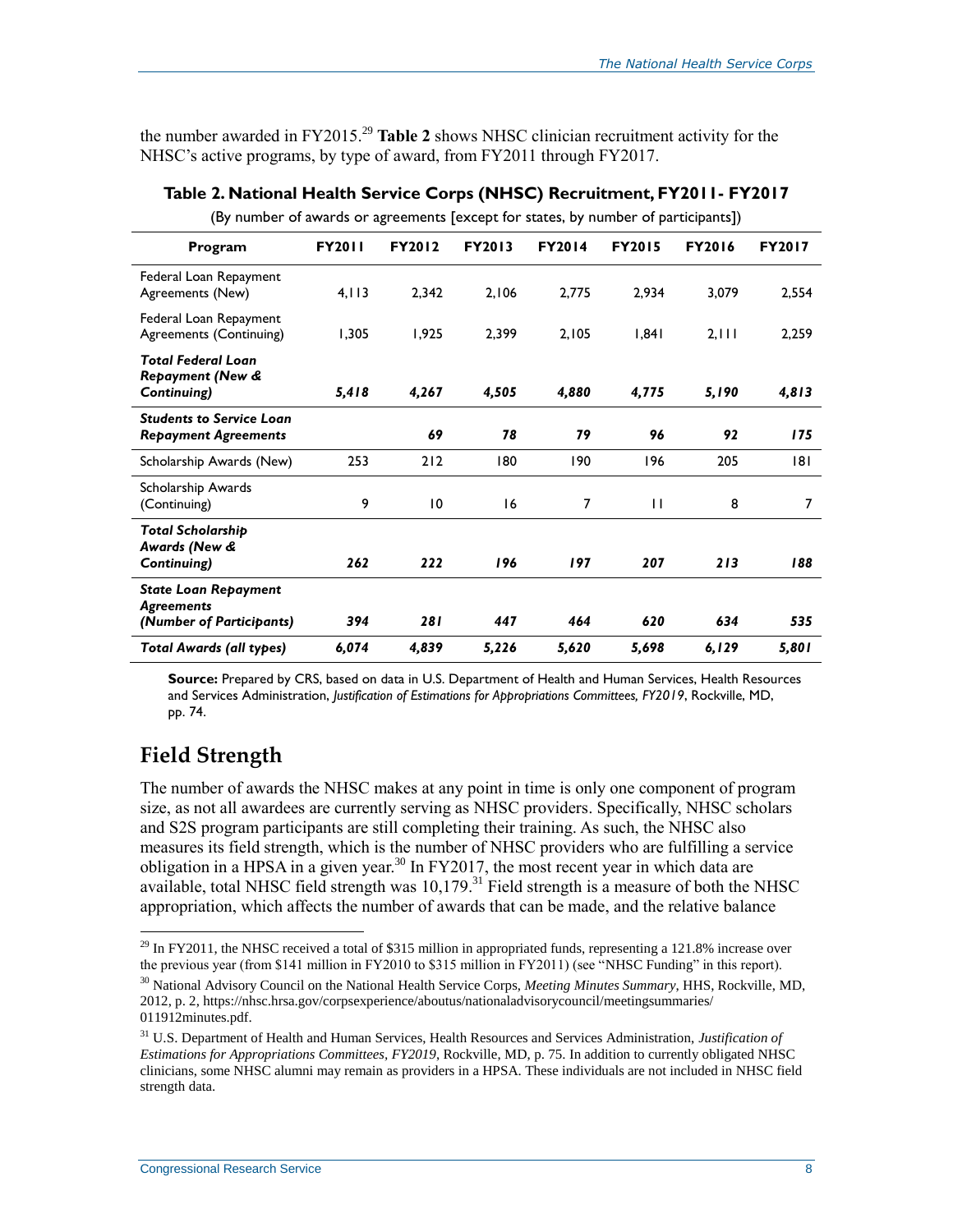the number awarded in FY2015.[29] **Table 2** shows NHSC clinician recruitment activity for the NHSC's active programs, by type of award, from FY2011 through FY2017.

**Table 2. National Health Service Corps (NHSC) Recruitment, FY2011- FY2017**

(By number of awards or agreements [except for states, by number of participants])

| Program | FY2011 | FY2012 | FY2013 | FY2014 | FY2015 | FY2016 | FY2017 |
|---|---|---|---|---|---|---|---|
| Federal Loan Repayment Agreements (New) | 4,113 | 2,342 | 2,106 | 2,775 | 2,934 | 3,079 | 2,554 |
| Federal Loan Repayment Agreements (Continuing) | 1,305 | 1,925 | 2,399 | 2,105 | 1,841 | 2,111 | 2,259 |
| ***Total Federal Loan Repayment (New & Continuing)*** | ***5,418*** | ***4,267*** | ***4,505*** | ***4,880*** | ***4,775*** | ***5,190*** | ***4,813*** |
| ***Students to Service Loan Repayment Agreements*** | | ***69*** | ***78*** | ***79*** | ***96*** | ***92*** | ***175*** |
| Scholarship Awards (New) | 253 | 212 | 180 | 190 | 196 | 205 | 181 |
| Scholarship Awards (Continuing) | 9 | 10 | 16 | 7 | 11 | 8 | 7 |
| ***Total Scholarship Awards (New & Continuing)*** | ***262*** | ***222*** | ***196*** | ***197*** | ***207*** | ***213*** | ***188*** |
| ***State Loan Repayment Agreements (Number of Participants)*** | ***394*** | ***281*** | ***447*** | ***464*** | ***620*** | ***634*** | ***535*** |
| ***Total Awards (all types)*** | ***6,074*** | ***4,839*** | ***5,226*** | ***5,620*** | ***5,698*** | ***6,129*** | ***5,801*** |

**Source:** Prepared by CRS, based on data in U.S. Department of Health and Human Services, Health Resources and Services Administration, *Justification of Estimations for Appropriations Committees, FY2019*, Rockville, MD, pp. 74.

## Field Strength

The number of awards the NHSC makes at any point in time is only one component of program size, as not all awardees are currently serving as NHSC providers. Specifically, NHSC scholars and S2S program participants are still completing their training. As such, the NHSC also measures its field strength, which is the number of NHSC providers who are fulfilling a service obligation in a HPSA in a given year.[30] In FY2017, the most recent year in which data are available, total NHSC field strength was 10,179.[31] Field strength is a measure of both the NHSC appropriation, which affects the number of awards that can be made, and the relative balance

[29] In FY2011, the NHSC received a total of $315 million in appropriated funds, representing a 121.8% increase over the previous year (from $141 million in FY2010 to $315 million in FY2011) (see "NHSC Funding" in this report).

[30] National Advisory Council on the National Health Service Corps, *Meeting Minutes Summary*, HHS, Rockville, MD, 2012, p. 2, https://nhsc.hrsa.gov/corpsexperience/aboutus/nationaladvisorycouncil/meetingsummaries/011912minutes.pdf.

[31] U.S. Department of Health and Human Services, Health Resources and Services Administration, *Justification of Estimations for Appropriations Committees, FY2019*, Rockville, MD, p. 75. In addition to currently obligated NHSC clinicians, some NHSC alumni may remain as providers in a HPSA. These individuals are not included in NHSC field strength data.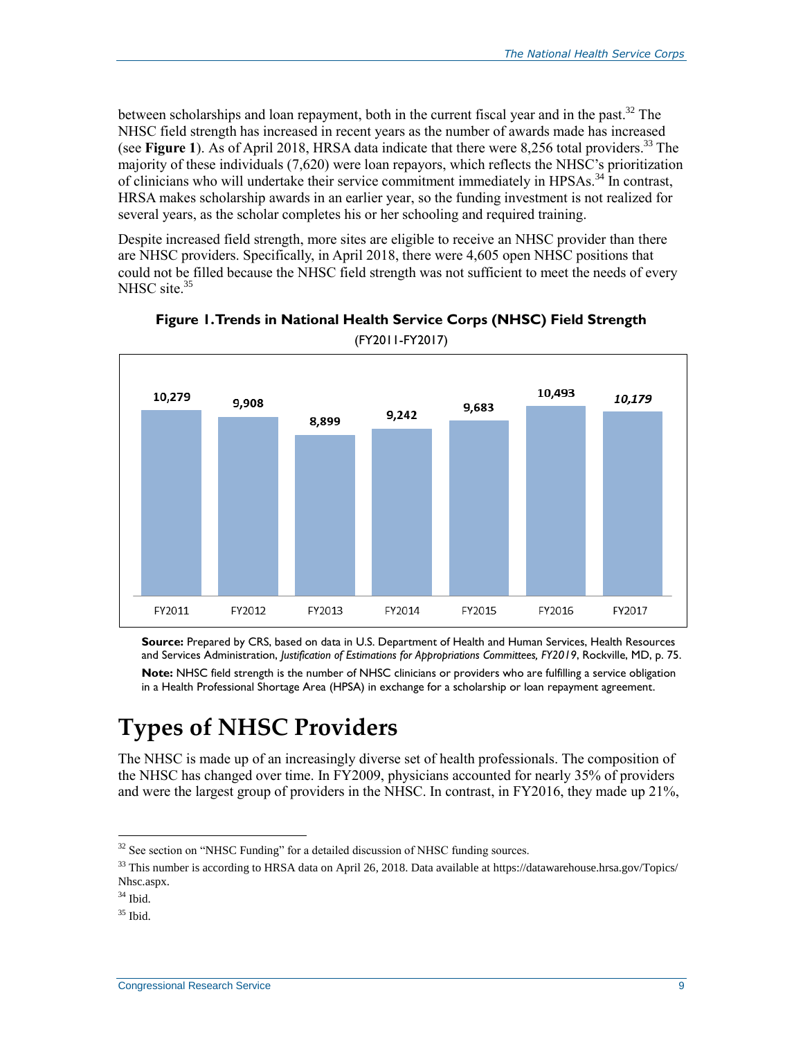between scholarships and loan repayment, both in the current fiscal year and in the past.[32] The NHSC field strength has increased in recent years as the number of awards made has increased (see **Figure 1**). As of April 2018, HRSA data indicate that there were 8,256 total providers.[33] The majority of these individuals (7,620) were loan repayors, which reflects the NHSC's prioritization of clinicians who will undertake their service commitment immediately in HPSAs.[34] In contrast, HRSA makes scholarship awards in an earlier year, so the funding investment is not realized for several years, as the scholar completes his or her schooling and required training.

Despite increased field strength, more sites are eligible to receive an NHSC provider than there are NHSC providers. Specifically, in April 2018, there were 4,605 open NHSC positions that could not be filled because the NHSC field strength was not sufficient to meet the needs of every NHSC site.[35]

**Figure 1. Trends in National Health Service Corps (NHSC) Field Strength**

(FY2011-FY2017)

| FY2011 | FY2012 | FY2013 | FY2014 | FY2015 | FY2016 | FY2017 |
| --- | --- | --- | --- | --- | --- | --- |
| 10,279 | 9,908 | 8,899 | 9,242 | 9,683 | 10,493 | *10,179* |

**Source:** Prepared by CRS, based on data in U.S. Department of Health and Human Services, Health Resources and Services Administration, *Justification of Estimations for Appropriations Committees, FY2019*, Rockville, MD, p. 75.

**Note:** NHSC field strength is the number of NHSC clinicians or providers who are fulfilling a service obligation in a Health Professional Shortage Area (HPSA) in exchange for a scholarship or loan repayment agreement.

# Types of NHSC Providers

The NHSC is made up of an increasingly diverse set of health professionals. The composition of the NHSC has changed over time. In FY2009, physicians accounted for nearly 35% of providers and were the largest group of providers in the NHSC. In contrast, in FY2016, they made up 21%,

---

[32] See section on "NHSC Funding" for a detailed discussion of NHSC funding sources.

[33] This number is according to HRSA data on April 26, 2018. Data available at https://datawarehouse.hrsa.gov/Topics/Nhsc.aspx.

[34] Ibid.

[35] Ibid.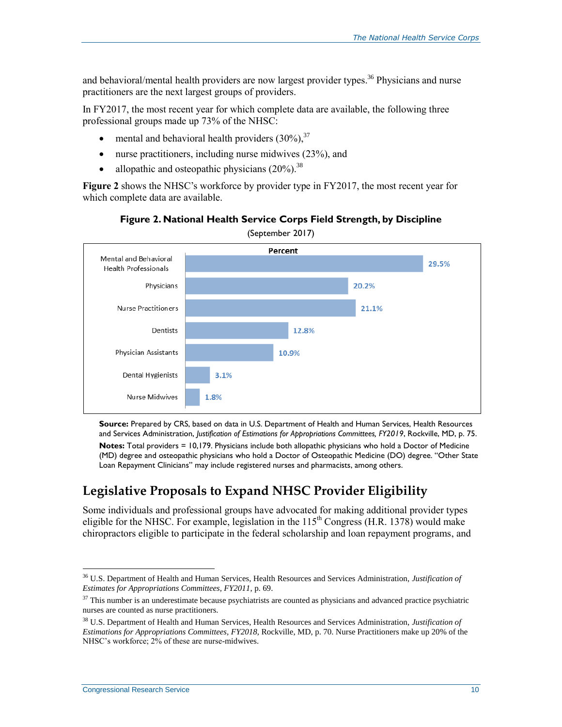and behavioral/mental health providers are now largest provider types.[36] Physicians and nurse practitioners are the next largest groups of providers.

In FY2017, the most recent year for which complete data are available, the following three professional groups made up 73% of the NHSC:

- mental and behavioral health providers (30%),[37]
- nurse practitioners, including nurse midwives (23%), and
- allopathic and osteopathic physicians (20%).[38]

**Figure 2** shows the NHSC's workforce by provider type in FY2017, the most recent year for which complete data are available.

**Figure 2. National Health Service Corps Field Strength, by Discipline**

(September 2017)

| Discipline | Percent |
| --- | --- |
| Mental and Behavioral Health Professionals | 29.5% |
| Physicians | 20.2% |
| Nurse Practitioners | 21.1% |
| Dentists | 12.8% |
| Physician Assistants | 10.9% |
| Dental Hygienists | 3.1% |
| Nurse Midwives | 1.8% |

**Source:** Prepared by CRS, based on data in U.S. Department of Health and Human Services, Health Resources and Services Administration, *Justification of Estimations for Appropriations Committees, FY2019*, Rockville, MD, p. 75.

**Notes:** Total providers = 10,179. Physicians include both allopathic physicians who hold a Doctor of Medicine (MD) degree and osteopathic physicians who hold a Doctor of Osteopathic Medicine (DO) degree. "Other State Loan Repayment Clinicians" may include registered nurses and pharmacists, among others.

## Legislative Proposals to Expand NHSC Provider Eligibility

Some individuals and professional groups have advocated for making additional provider types eligible for the NHSC. For example, legislation in the 115th Congress (H.R. 1378) would make chiropractors eligible to participate in the federal scholarship and loan repayment programs, and

---

[36] U.S. Department of Health and Human Services, Health Resources and Services Administration, *Justification of Estimates for Appropriations Committees, FY2011*, p. 69.

[37] This number is an underestimate because psychiatrists are counted as physicians and advanced practice psychiatric nurses are counted as nurse practitioners.

[38] U.S. Department of Health and Human Services, Health Resources and Services Administration, *Justification of Estimations for Appropriations Committees, FY2018,* Rockville, MD, p. 70. Nurse Practitioners make up 20% of the NHSC's workforce; 2% of these are nurse-midwives.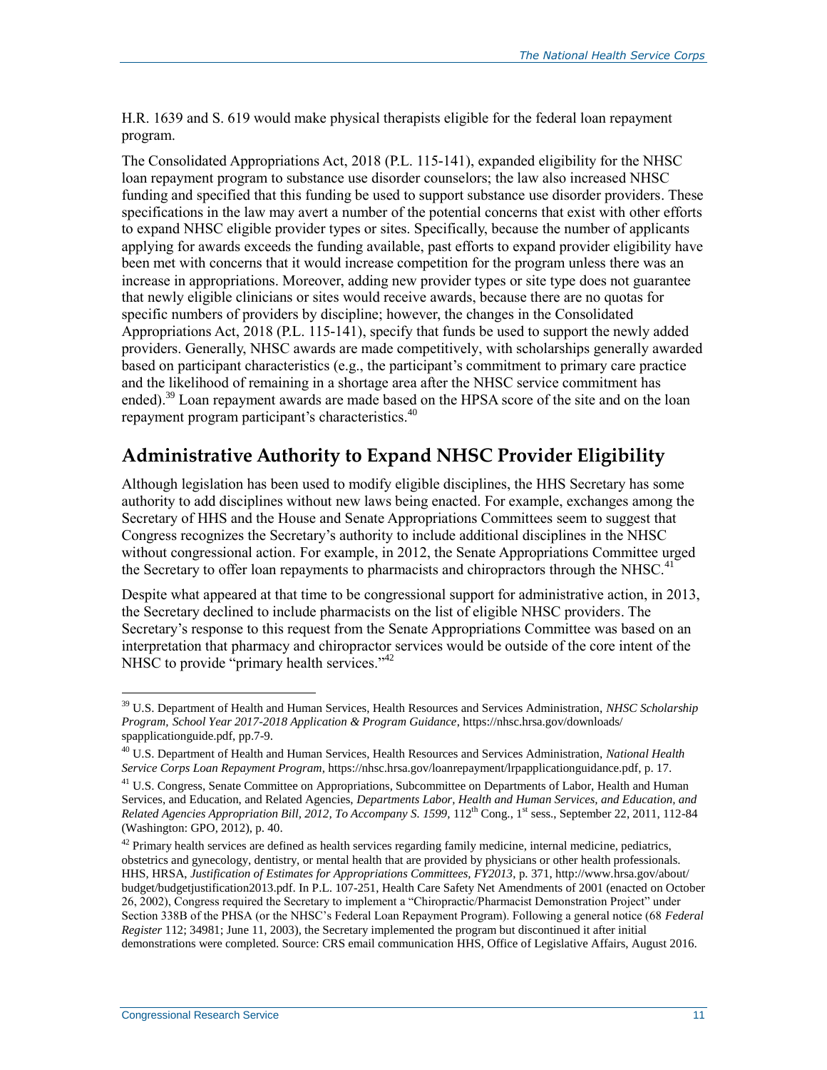H.R. 1639 and S. 619 would make physical therapists eligible for the federal loan repayment program.

The Consolidated Appropriations Act, 2018 (P.L. 115-141), expanded eligibility for the NHSC loan repayment program to substance use disorder counselors; the law also increased NHSC funding and specified that this funding be used to support substance use disorder providers. These specifications in the law may avert a number of the potential concerns that exist with other efforts to expand NHSC eligible provider types or sites. Specifically, because the number of applicants applying for awards exceeds the funding available, past efforts to expand provider eligibility have been met with concerns that it would increase competition for the program unless there was an increase in appropriations. Moreover, adding new provider types or site type does not guarantee that newly eligible clinicians or sites would receive awards, because there are no quotas for specific numbers of providers by discipline; however, the changes in the Consolidated Appropriations Act, 2018 (P.L. 115-141), specify that funds be used to support the newly added providers. Generally, NHSC awards are made competitively, with scholarships generally awarded based on participant characteristics (e.g., the participant's commitment to primary care practice and the likelihood of remaining in a shortage area after the NHSC service commitment has ended).[39] Loan repayment awards are made based on the HPSA score of the site and on the loan repayment program participant's characteristics.[40]

## Administrative Authority to Expand NHSC Provider Eligibility

Although legislation has been used to modify eligible disciplines, the HHS Secretary has some authority to add disciplines without new laws being enacted. For example, exchanges among the Secretary of HHS and the House and Senate Appropriations Committees seem to suggest that Congress recognizes the Secretary's authority to include additional disciplines in the NHSC without congressional action. For example, in 2012, the Senate Appropriations Committee urged the Secretary to offer loan repayments to pharmacists and chiropractors through the NHSC.[41]

Despite what appeared at that time to be congressional support for administrative action, in 2013, the Secretary declined to include pharmacists on the list of eligible NHSC providers. The Secretary's response to this request from the Senate Appropriations Committee was based on an interpretation that pharmacy and chiropractor services would be outside of the core intent of the NHSC to provide "primary health services."[42]

---

[39] U.S. Department of Health and Human Services, Health Resources and Services Administration, *NHSC Scholarship Program, School Year 2017-2018 Application & Program Guidance*, https://nhsc.hrsa.gov/downloads/spapplicationguide.pdf, pp.7-9.

[40] U.S. Department of Health and Human Services, Health Resources and Services Administration, *National Health Service Corps Loan Repayment Program*, https://nhsc.hrsa.gov/loanrepayment/lrpapplicationguidance.pdf, p. 17.

[41] U.S. Congress, Senate Committee on Appropriations, Subcommittee on Departments of Labor, Health and Human Services, and Education, and Related Agencies, *Departments Labor, Health and Human Services, and Education, and Related Agencies Appropriation Bill, 2012, To Accompany S. 1599*, 112th Cong., 1st sess., September 22, 2011, 112-84 (Washington: GPO, 2012), p. 40.

[42] Primary health services are defined as health services regarding family medicine, internal medicine, pediatrics, obstetrics and gynecology, dentistry, or mental health that are provided by physicians or other health professionals. HHS, HRSA, *Justification of Estimates for Appropriations Committees, FY2013*, p. 371, http://www.hrsa.gov/about/budget/budgetjustification2013.pdf. In P.L. 107-251, Health Care Safety Net Amendments of 2001 (enacted on October 26, 2002), Congress required the Secretary to implement a "Chiropractic/Pharmacist Demonstration Project" under Section 338B of the PHSA (or the NHSC's Federal Loan Repayment Program). Following a general notice (68 *Federal Register* 112; 34981; June 11, 2003), the Secretary implemented the program but discontinued it after initial demonstrations were completed. Source: CRS email communication HHS, Office of Legislative Affairs, August 2016.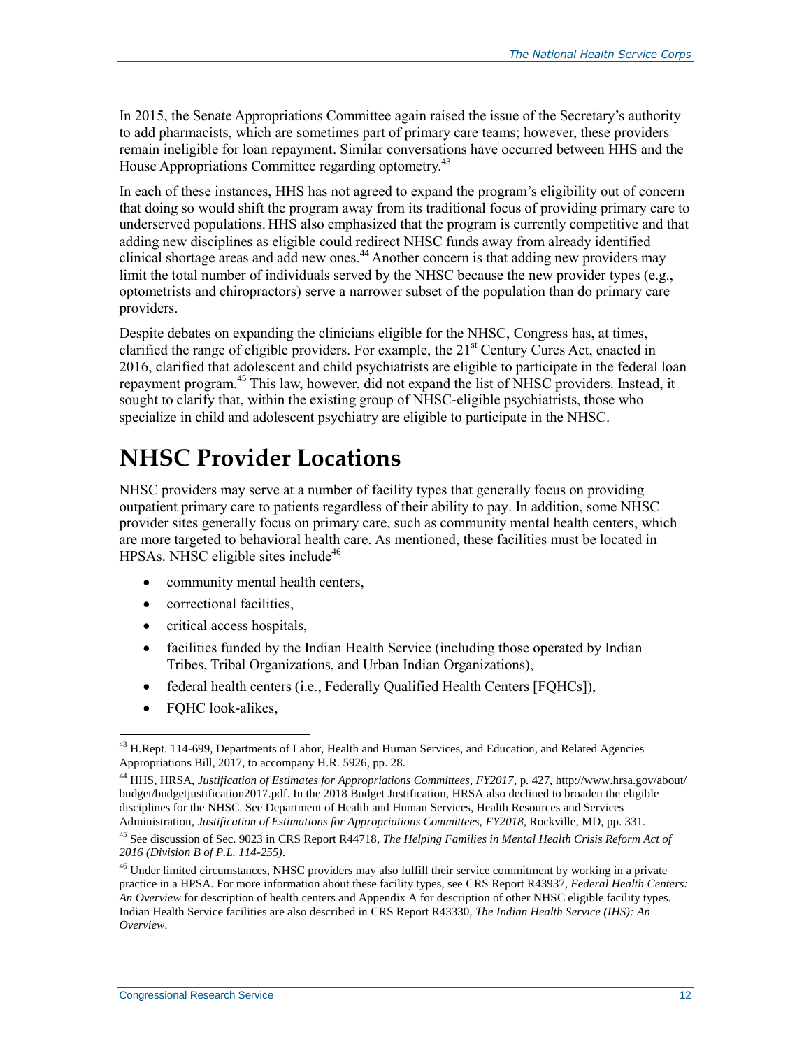In 2015, the Senate Appropriations Committee again raised the issue of the Secretary's authority to add pharmacists, which are sometimes part of primary care teams; however, these providers remain ineligible for loan repayment. Similar conversations have occurred between HHS and the House Appropriations Committee regarding optometry.[43]

In each of these instances, HHS has not agreed to expand the program's eligibility out of concern that doing so would shift the program away from its traditional focus of providing primary care to underserved populations. HHS also emphasized that the program is currently competitive and that adding new disciplines as eligible could redirect NHSC funds away from already identified clinical shortage areas and add new ones.[44] Another concern is that adding new providers may limit the total number of individuals served by the NHSC because the new provider types (e.g., optometrists and chiropractors) serve a narrower subset of the population than do primary care providers.

Despite debates on expanding the clinicians eligible for the NHSC, Congress has, at times, clarified the range of eligible providers. For example, the 21st Century Cures Act, enacted in 2016, clarified that adolescent and child psychiatrists are eligible to participate in the federal loan repayment program.[45] This law, however, did not expand the list of NHSC providers. Instead, it sought to clarify that, within the existing group of NHSC-eligible psychiatrists, those who specialize in child and adolescent psychiatry are eligible to participate in the NHSC.

# NHSC Provider Locations

NHSC providers may serve at a number of facility types that generally focus on providing outpatient primary care to patients regardless of their ability to pay. In addition, some NHSC provider sites generally focus on primary care, such as community mental health centers, which are more targeted to behavioral health care. As mentioned, these facilities must be located in HPSAs. NHSC eligible sites include[46]

- community mental health centers,
- correctional facilities,
- critical access hospitals,
- facilities funded by the Indian Health Service (including those operated by Indian Tribes, Tribal Organizations, and Urban Indian Organizations),
- federal health centers (i.e., Federally Qualified Health Centers [FQHCs]),
- FQHC look-alikes,

---

[43] H.Rept. 114-699, Departments of Labor, Health and Human Services, and Education, and Related Agencies Appropriations Bill, 2017, to accompany H.R. 5926, pp. 28.

[44] HHS, HRSA, *Justification of Estimates for Appropriations Committees, FY2017*, p. 427, http://www.hrsa.gov/about/budget/budgetjustification2017.pdf. In the 2018 Budget Justification, HRSA also declined to broaden the eligible disciplines for the NHSC. See Department of Health and Human Services, Health Resources and Services Administration, *Justification of Estimations for Appropriations Committees, FY2018*, Rockville, MD, pp. 331.

[45] See discussion of Sec. 9023 in CRS Report R44718, *The Helping Families in Mental Health Crisis Reform Act of 2016 (Division B of P.L. 114-255)*.

[46] Under limited circumstances, NHSC providers may also fulfill their service commitment by working in a private practice in a HPSA. For more information about these facility types, see CRS Report R43937, *Federal Health Centers: An Overview* for description of health centers and Appendix A for description of other NHSC eligible facility types. Indian Health Service facilities are also described in CRS Report R43330, *The Indian Health Service (IHS): An Overview*.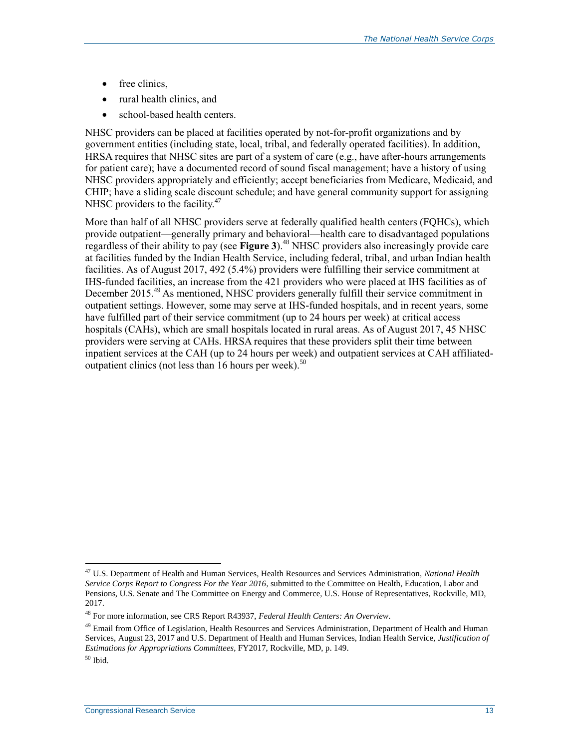- free clinics,
- rural health clinics, and
- school-based health centers.

NHSC providers can be placed at facilities operated by not-for-profit organizations and by government entities (including state, local, tribal, and federally operated facilities). In addition, HRSA requires that NHSC sites are part of a system of care (e.g., have after-hours arrangements for patient care); have a documented record of sound fiscal management; have a history of using NHSC providers appropriately and efficiently; accept beneficiaries from Medicare, Medicaid, and CHIP; have a sliding scale discount schedule; and have general community support for assigning NHSC providers to the facility.[47]

More than half of all NHSC providers serve at federally qualified health centers (FQHCs), which provide outpatient—generally primary and behavioral—health care to disadvantaged populations regardless of their ability to pay (see **Figure 3**).[48] NHSC providers also increasingly provide care at facilities funded by the Indian Health Service, including federal, tribal, and urban Indian health facilities. As of August 2017, 492 (5.4%) providers were fulfilling their service commitment at IHS-funded facilities, an increase from the 421 providers who were placed at IHS facilities as of December 2015.[49] As mentioned, NHSC providers generally fulfill their service commitment in outpatient settings. However, some may serve at IHS-funded hospitals, and in recent years, some have fulfilled part of their service commitment (up to 24 hours per week) at critical access hospitals (CAHs), which are small hospitals located in rural areas. As of August 2017, 45 NHSC providers were serving at CAHs. HRSA requires that these providers split their time between inpatient services at the CAH (up to 24 hours per week) and outpatient services at CAH affiliated-outpatient clinics (not less than 16 hours per week).[50]

---

[47] U.S. Department of Health and Human Services, Health Resources and Services Administration, *National Health Service Corps Report to Congress For the Year 2016*, submitted to the Committee on Health, Education, Labor and Pensions, U.S. Senate and The Committee on Energy and Commerce, U.S. House of Representatives, Rockville, MD, 2017.

[48] For more information, see CRS Report R43937, *Federal Health Centers: An Overview*.

[49] Email from Office of Legislation, Health Resources and Services Administration, Department of Health and Human Services, August 23, 2017 and U.S. Department of Health and Human Services, Indian Health Service, *Justification of Estimations for Appropriations Committees*, FY2017, Rockville, MD, p. 149.

[50] Ibid.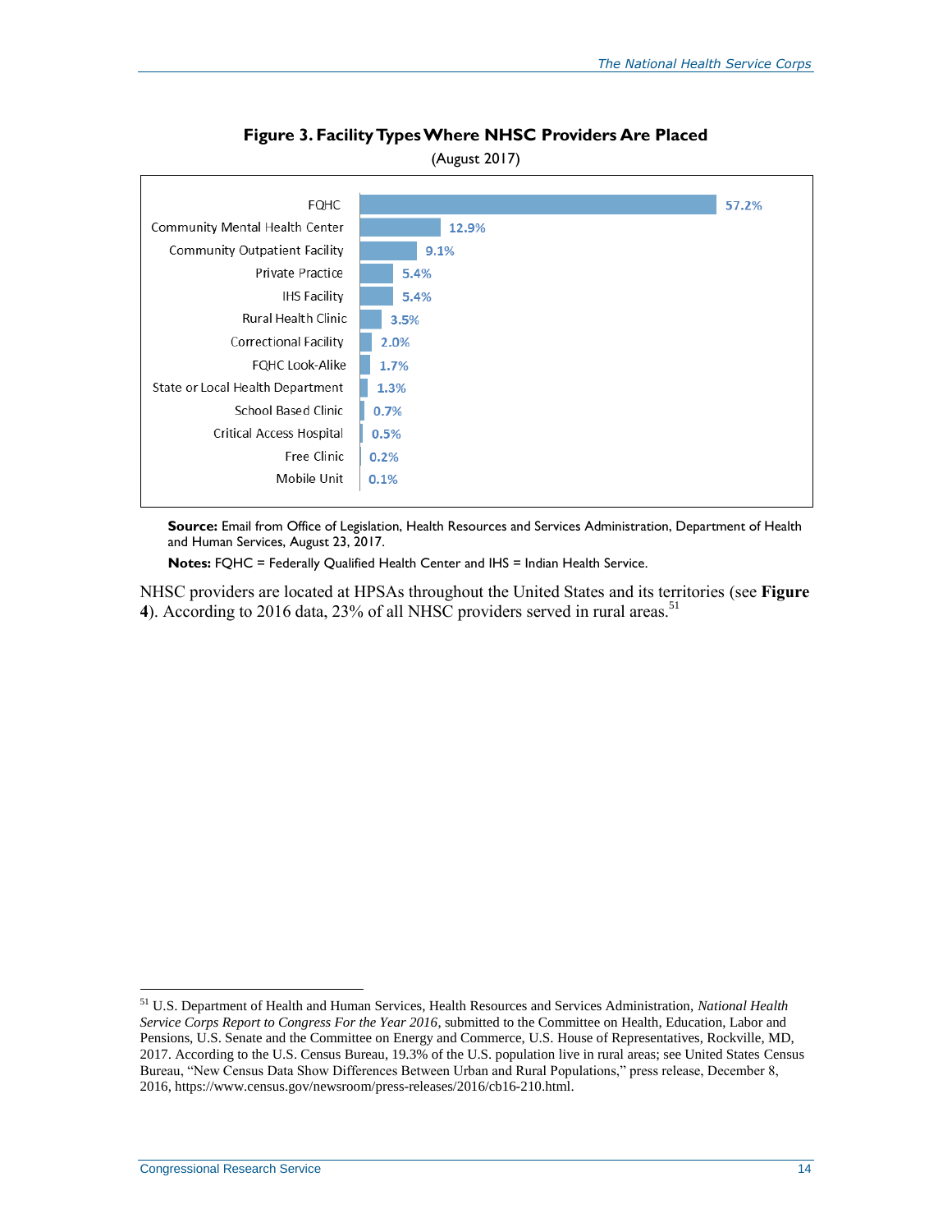**Figure 3. Facility Types Where NHSC Providers Are Placed**

(August 2017)

| Facility Type | Percent |
| --- | --- |
| FQHC | 57.2% |
| Community Mental Health Center | 12.9% |
| Community Outpatient Facility | 9.1% |
| Private Practice | 5.4% |
| IHS Facility | 5.4% |
| Rural Health Clinic | 3.5% |
| Correctional Facility | 2.0% |
| FQHC Look-Alike | 1.7% |
| State or Local Health Department | 1.3% |
| School Based Clinic | 0.7% |
| Critical Access Hospital | 0.5% |
| Free Clinic | 0.2% |
| Mobile Unit | 0.1% |

**Source:** Email from Office of Legislation, Health Resources and Services Administration, Department of Health and Human Services, August 23, 2017.

**Notes:** FQHC = Federally Qualified Health Center and IHS = Indian Health Service.

NHSC providers are located at HPSAs throughout the United States and its territories (see **Figure 4**). According to 2016 data, 23% of all NHSC providers served in rural areas.[51]

[51] U.S. Department of Health and Human Services, Health Resources and Services Administration, *National Health Service Corps Report to Congress For the Year 2016*, submitted to the Committee on Health, Education, Labor and Pensions, U.S. Senate and the Committee on Energy and Commerce, U.S. House of Representatives, Rockville, MD, 2017. According to the U.S. Census Bureau, 19.3% of the U.S. population live in rural areas; see United States Census Bureau, "New Census Data Show Differences Between Urban and Rural Populations," press release, December 8, 2016, https://www.census.gov/newsroom/press-releases/2016/cb16-210.html.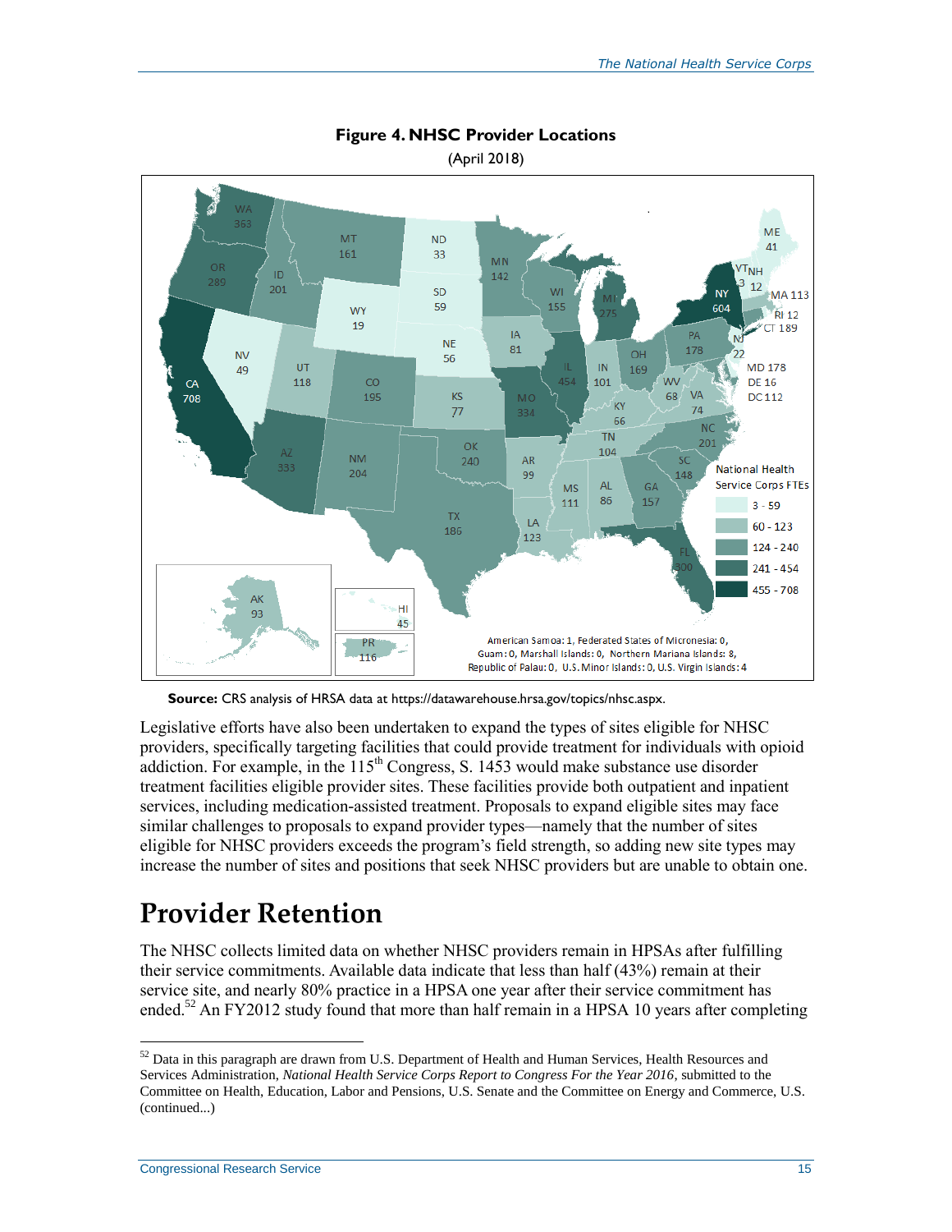**Figure 4. NHSC Provider Locations**

(April 2018)

**Source:** CRS analysis of HRSA data at https://datawarehouse.hrsa.gov/topics/nhsc.aspx.

Legislative efforts have also been undertaken to expand the types of sites eligible for NHSC providers, specifically targeting facilities that could provide treatment for individuals with opioid addiction. For example, in the 115th Congress, S. 1453 would make substance use disorder treatment facilities eligible provider sites. These facilities provide both outpatient and inpatient services, including medication-assisted treatment. Proposals to expand eligible sites may face similar challenges to proposals to expand provider types—namely that the number of sites eligible for NHSC providers exceeds the program's field strength, so adding new site types may increase the number of sites and positions that seek NHSC providers but are unable to obtain one.

# Provider Retention

The NHSC collects limited data on whether NHSC providers remain in HPSAs after fulfilling their service commitments. Available data indicate that less than half (43%) remain at their service site, and nearly 80% practice in a HPSA one year after their service commitment has ended.[52] An FY2012 study found that more than half remain in a HPSA 10 years after completing

[52] Data in this paragraph are drawn from U.S. Department of Health and Human Services, Health Resources and Services Administration, *National Health Service Corps Report to Congress For the Year 2016*, submitted to the Committee on Health, Education, Labor and Pensions, U.S. Senate and the Committee on Energy and Commerce, U.S. (continued...)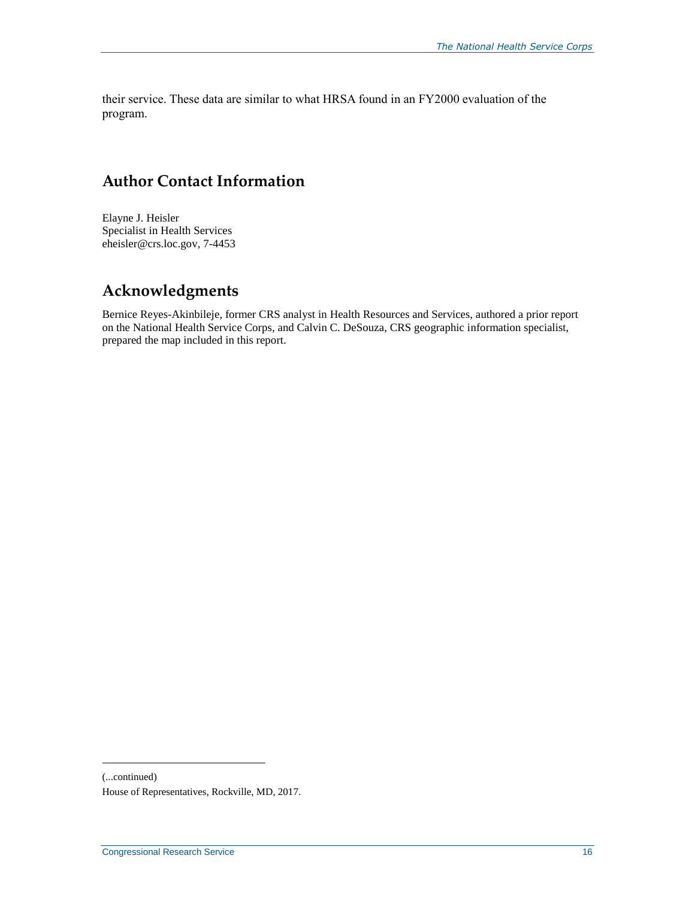their service. These data are similar to what HRSA found in an FY2000 evaluation of the program.

## Author Contact Information

Elayne J. Heisler
Specialist in Health Services
eheisler@crs.loc.gov, 7-4453

## Acknowledgments

Bernice Reyes-Akinbileje, former CRS analyst in Health Resources and Services, authored a prior report on the National Health Service Corps, and Calvin C. DeSouza, CRS geographic information specialist, prepared the map included in this report.

(...continued)

House of Representatives, Rockville, MD, 2017.